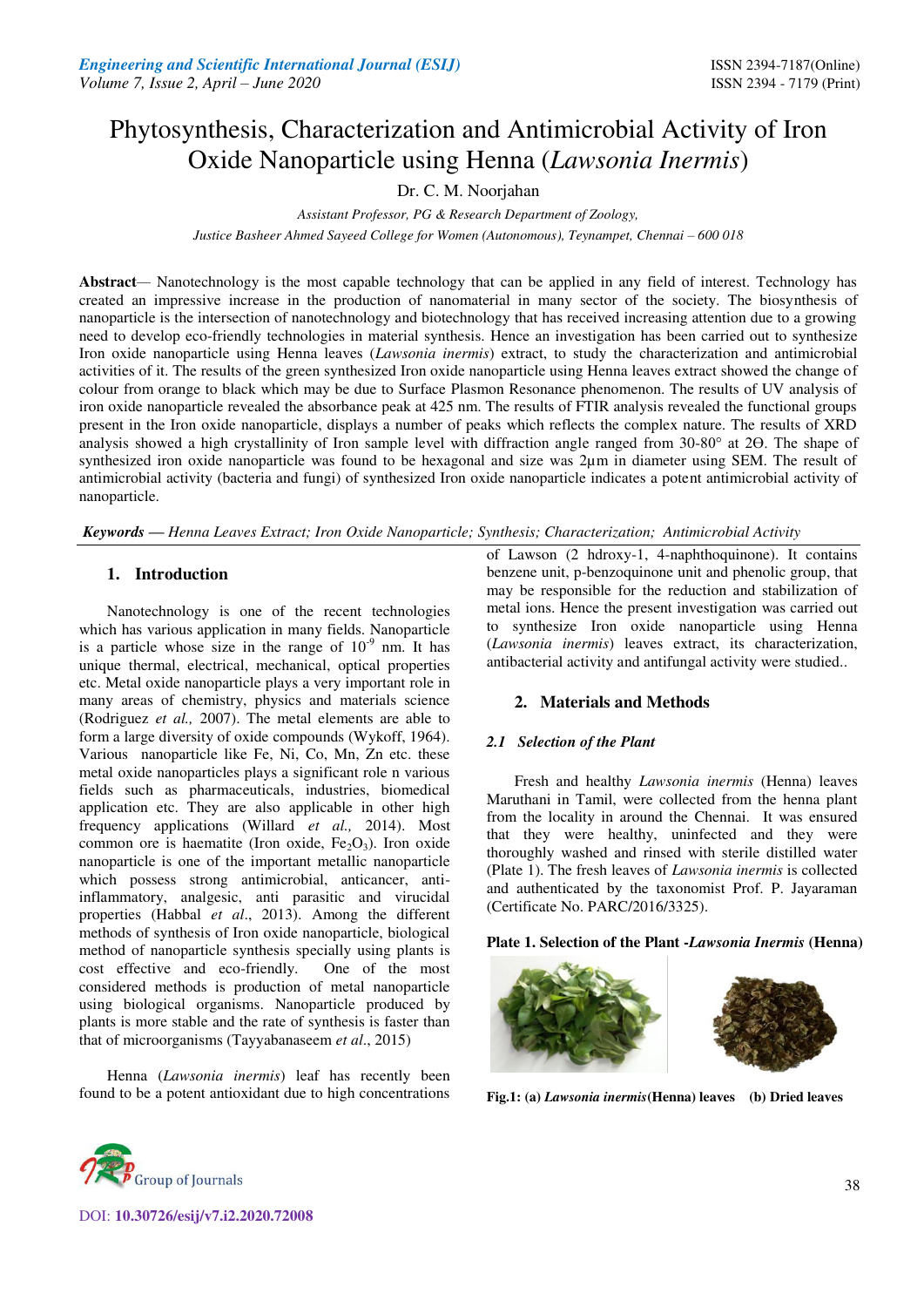# Phytosynthesis, Characterization and Antimicrobial Activity of Iron Oxide Nanoparticle using Henna (*Lawsonia Inermis*)

Dr. C. M. Noorjahan

*Assistant Professor, PG & Research Department of Zoology,*
*Justice Basheer Ahmed Sayeed College for Women (Autonomous), Teynampet, Chennai – 600 018*

**Abstract**— Nanotechnology is the most capable technology that can be applied in any field of interest. Technology has created an impressive increase in the production of nanomaterial in many sector of the society. The biosynthesis of nanoparticle is the intersection of nanotechnology and biotechnology that has received increasing attention due to a growing need to develop eco-friendly technologies in material synthesis. Hence an investigation has been carried out to synthesize Iron oxide nanoparticle using Henna leaves (*Lawsonia inermis*) extract, to study the characterization and antimicrobial activities of it. The results of the green synthesized Iron oxide nanoparticle using Henna leaves extract showed the change of colour from orange to black which may be due to Surface Plasmon Resonance phenomenon. The results of UV analysis of iron oxide nanoparticle revealed the absorbance peak at 425 nm. The results of FTIR analysis revealed the functional groups present in the Iron oxide nanoparticle, displays a number of peaks which reflects the complex nature. The results of XRD analysis showed a high crystallinity of Iron sample level with diffraction angle ranged from 30-80° at 2Θ. The shape of synthesized iron oxide nanoparticle was found to be hexagonal and size was 2µm in diameter using SEM. The result of antimicrobial activity (bacteria and fungi) of synthesized Iron oxide nanoparticle indicates a potent antimicrobial activity of nanoparticle.

***Keywords* — *Henna Leaves Extract; Iron Oxide Nanoparticle; Synthesis; Characterization; Antimicrobial Activity***

## 1. Introduction

Nanotechnology is one of the recent technologies which has various application in many fields. Nanoparticle is a particle whose size in the range of $10^{-9}$ nm. It has unique thermal, electrical, mechanical, optical properties etc. Metal oxide nanoparticle plays a very important role in many areas of chemistry, physics and materials science (Rodriguez *et al.,* 2007). The metal elements are able to form a large diversity of oxide compounds (Wykoff, 1964). Various nanoparticle like Fe, Ni, Co, Mn, Zn etc. these metal oxide nanoparticles plays a significant role n various fields such as pharmaceuticals, industries, biomedical application etc. They are also applicable in other high frequency applications (Willard *et al.,* 2014). Most common ore is haematite (Iron oxide, $Fe_2O_3$). Iron oxide nanoparticle is one of the important metallic nanoparticle which possess strong antimicrobial, anticancer, anti-inflammatory, analgesic, anti parasitic and virucidal properties (Habbal *et al*., 2013). Among the different methods of synthesis of Iron oxide nanoparticle, biological method of nanoparticle synthesis specially using plants is cost effective and eco-friendly. One of the most considered methods is production of metal nanoparticle using biological organisms. Nanoparticle produced by plants is more stable and the rate of synthesis is faster than that of microorganisms (Tayyabanaseem *et al*., 2015)

Henna (*Lawsonia inermis*) leaf has recently been found to be a potent antioxidant due to high concentrations of Lawson (2 hdroxy-1, 4-naphthoquinone). It contains benzene unit, p-benzoquinone unit and phenolic group, that may be responsible for the reduction and stabilization of metal ions. Hence the present investigation was carried out to synthesize Iron oxide nanoparticle using Henna (*Lawsonia inermis*) leaves extract, its characterization, antibacterial activity and antifungal activity were studied..

## 2. Materials and Methods

### *2.1 Selection of the Plant*

Fresh and healthy *Lawsonia inermis* (Henna) leaves Maruthani in Tamil, were collected from the henna plant from the locality in around the Chennai. It was ensured that they were healthy, uninfected and they were thoroughly washed and rinsed with sterile distilled water (Plate 1). The fresh leaves of *Lawsonia inermis* is collected and authenticated by the taxonomist Prof. P. Jayaraman (Certificate No. PARC/2016/3325).

**Plate 1. Selection of the Plant -*Lawsonia Inermis* (Henna)**

**Fig.1: (a) *Lawsonia inermis*(Henna) leaves (b) Dried leaves**

DOI: 10.30726/esij/v7.i2.2020.72008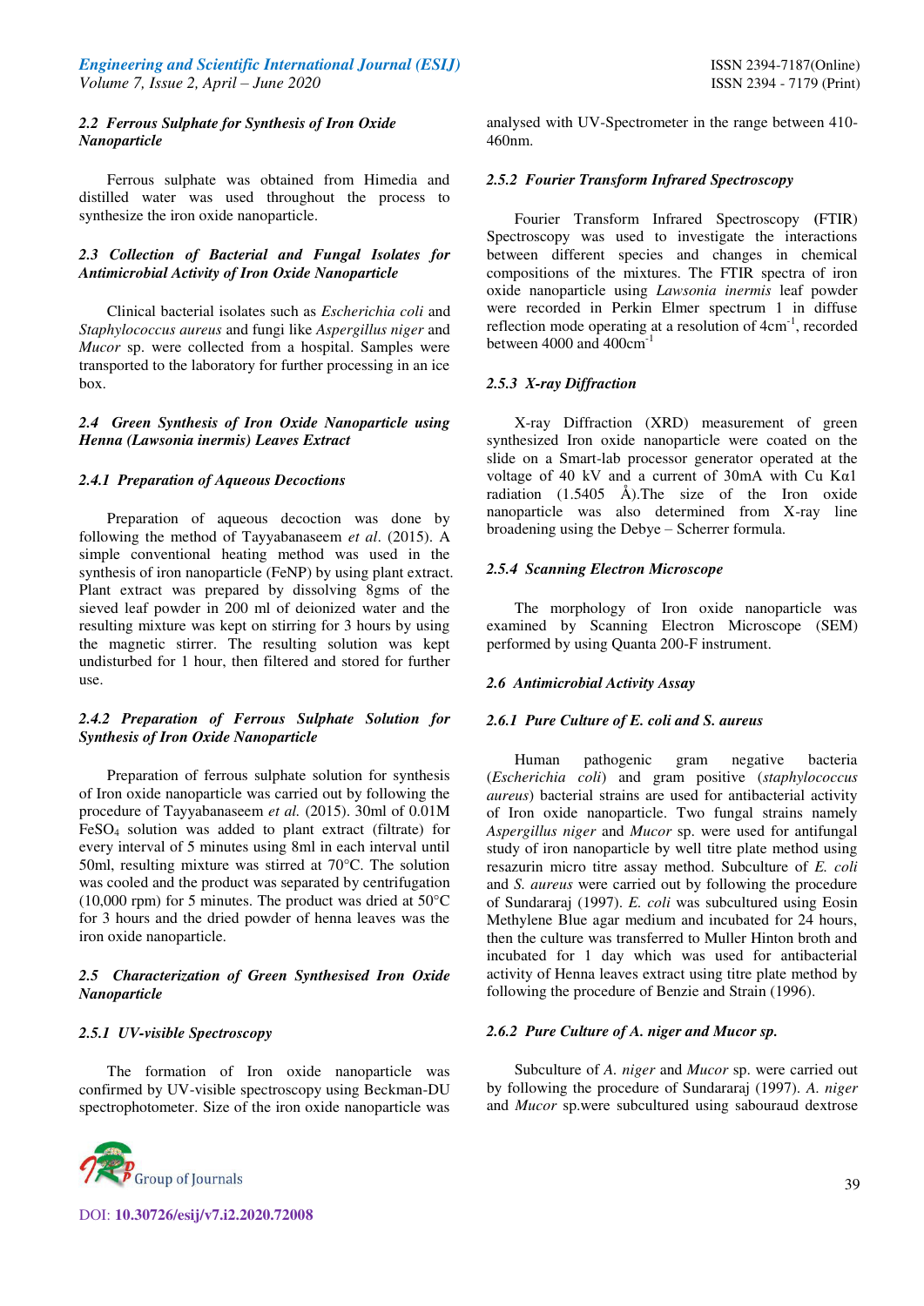### 2.2 Ferrous Sulphate for Synthesis of Iron Oxide Nanoparticle

Ferrous sulphate was obtained from Himedia and distilled water was used throughout the process to synthesize the iron oxide nanoparticle.

### 2.3 Collection of Bacterial and Fungal Isolates for Antimicrobial Activity of Iron Oxide Nanoparticle

Clinical bacterial isolates such as *Escherichia coli* and *Staphylococcus aureus* and fungi like *Aspergillus niger* and *Mucor* sp. were collected from a hospital. Samples were transported to the laboratory for further processing in an ice box.

### 2.4 Green Synthesis of Iron Oxide Nanoparticle using Henna (Lawsonia inermis) Leaves Extract

#### 2.4.1 Preparation of Aqueous Decoctions

Preparation of aqueous decoction was done by following the method of Tayyabanaseem *et al*. (2015). A simple conventional heating method was used in the synthesis of iron nanoparticle (FeNP) by using plant extract. Plant extract was prepared by dissolving 8gms of the sieved leaf powder in 200 ml of deionized water and the resulting mixture was kept on stirring for 3 hours by using the magnetic stirrer. The resulting solution was kept undisturbed for 1 hour, then filtered and stored for further use.

#### 2.4.2 Preparation of Ferrous Sulphate Solution for Synthesis of Iron Oxide Nanoparticle

Preparation of ferrous sulphate solution for synthesis of Iron oxide nanoparticle was carried out by following the procedure of Tayyabanaseem *et al.* (2015). 30ml of 0.01M $FeSO_4$ solution was added to plant extract (filtrate) for every interval of 5 minutes using 8ml in each interval until 50ml, resulting mixture was stirred at 70°C. The solution was cooled and the product was separated by centrifugation (10,000 rpm) for 5 minutes. The product was dried at 50°C for 3 hours and the dried powder of henna leaves was the iron oxide nanoparticle.

### 2.5 Characterization of Green Synthesised Iron Oxide Nanoparticle

#### 2.5.1 UV-visible Spectroscopy

The formation of Iron oxide nanoparticle was confirmed by UV-visible spectroscopy using Beckman-DU spectrophotometer. Size of the iron oxide nanoparticle was analysed with UV-Spectrometer in the range between 410-460nm.

#### 2.5.2 Fourier Transform Infrared Spectroscopy

Fourier Transform Infrared Spectroscopy (FTIR) Spectroscopy was used to investigate the interactions between different species and changes in chemical compositions of the mixtures. The FTIR spectra of iron oxide nanoparticle using *Lawsonia inermis* leaf powder were recorded in Perkin Elmer spectrum 1 in diffuse reflection mode operating at a resolution of $4cm^{-1}$, recorded between 4000 and $400cm^{-1}$

#### 2.5.3 X-ray Diffraction

X-ray Diffraction (XRD) measurement of green synthesized Iron oxide nanoparticle were coated on the slide on a Smart-lab processor generator operated at the voltage of 40 kV and a current of 30mA with Cu $K\alpha 1$ radiation (1.5405 Å).The size of the Iron oxide nanoparticle was also determined from X-ray line broadening using the Debye – Scherrer formula.

#### 2.5.4 Scanning Electron Microscope

The morphology of Iron oxide nanoparticle was examined by Scanning Electron Microscope (SEM) performed by using Quanta 200-F instrument.

### 2.6 Antimicrobial Activity Assay

#### 2.6.1 Pure Culture of E. coli and S. aureus

Human pathogenic gram negative bacteria (*Escherichia coli*) and gram positive (*staphylococcus aureus*) bacterial strains are used for antibacterial activity of Iron oxide nanoparticle. Two fungal strains namely *Aspergillus niger* and *Mucor* sp. were used for antifungal study of iron nanoparticle by well titre plate method using resazurin micro titre assay method. Subculture of *E. coli* and *S. aureus* were carried out by following the procedure of Sundararaj (1997). *E. coli* was subcultured using Eosin Methylene Blue agar medium and incubated for 24 hours, then the culture was transferred to Muller Hinton broth and incubated for 1 day which was used for antibacterial activity of Henna leaves extract using titre plate method by following the procedure of Benzie and Strain (1996).

#### 2.6.2 Pure Culture of A. niger and Mucor sp.

Subculture of *A. niger* and *Mucor* sp. were carried out by following the procedure of Sundararaj (1997). *A. niger* and *Mucor* sp.were subcultured using sabouraud dextrose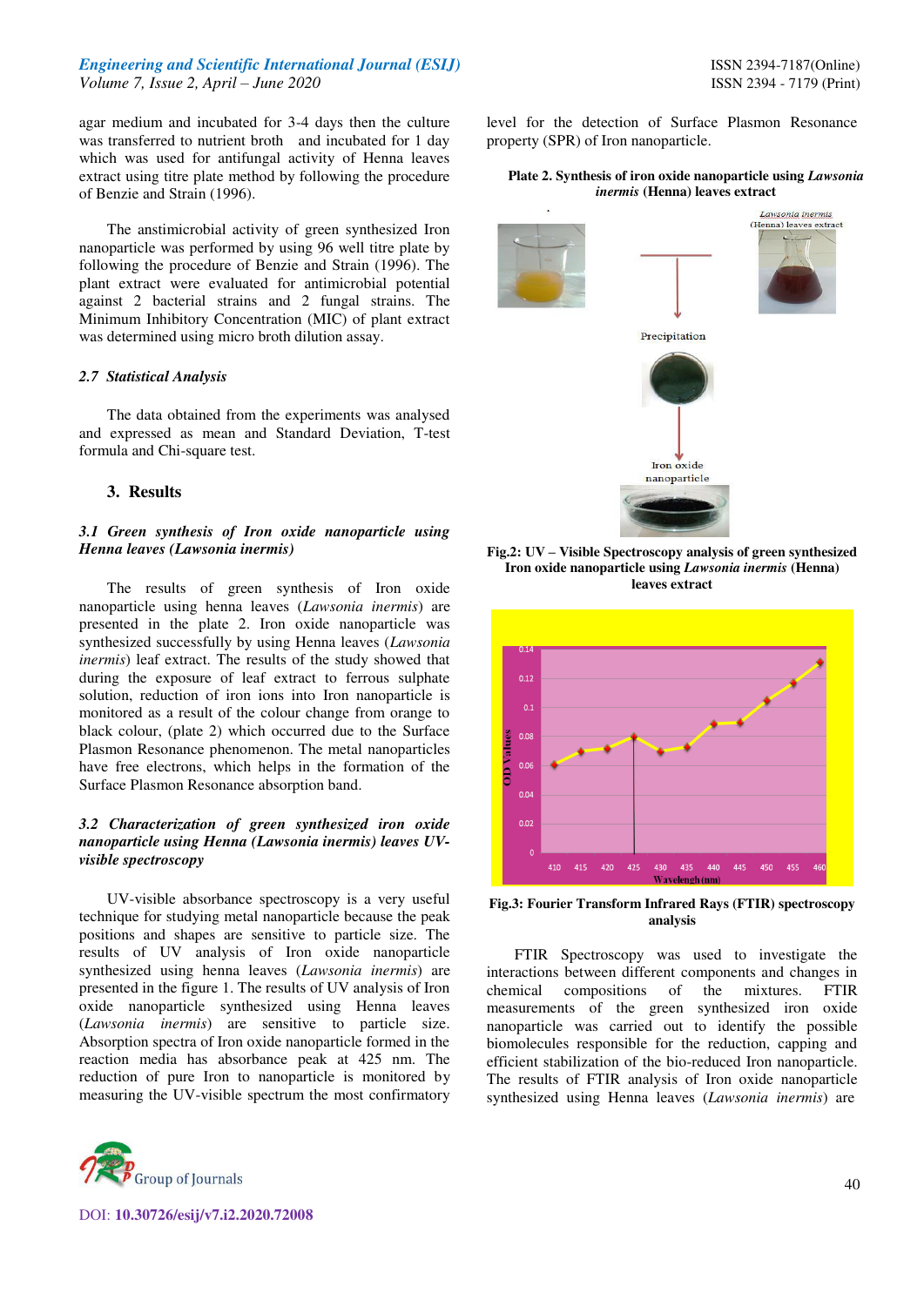agar medium and incubated for 3-4 days then the culture was transferred to nutrient broth and incubated for 1 day which was used for antifungal activity of Henna leaves extract using titre plate method by following the procedure of Benzie and Strain (1996).

The anstimicrobial activity of green synthesized Iron nanoparticle was performed by using 96 well titre plate by following the procedure of Benzie and Strain (1996). The plant extract were evaluated for antimicrobial potential against 2 bacterial strains and 2 fungal strains. The Minimum Inhibitory Concentration (MIC) of plant extract was determined using micro broth dilution assay.

### *2.7 Statistical Analysis*

The data obtained from the experiments was analysed and expressed as mean and Standard Deviation, T-test formula and Chi-square test.

## 3. Results

### *3.1 Green synthesis of Iron oxide nanoparticle using Henna leaves (Lawsonia inermis)*

The results of green synthesis of Iron oxide nanoparticle using henna leaves (*Lawsonia inermis*) are presented in the plate 2. Iron oxide nanoparticle was synthesized successfully by using Henna leaves (*Lawsonia inermis*) leaf extract. The results of the study showed that during the exposure of leaf extract to ferrous sulphate solution, reduction of iron ions into Iron nanoparticle is monitored as a result of the colour change from orange to black colour, (plate 2) which occurred due to the Surface Plasmon Resonance phenomenon. The metal nanoparticles have free electrons, which helps in the formation of the Surface Plasmon Resonance absorption band.

### *3.2 Characterization of green synthesized iron oxide nanoparticle using Henna (Lawsonia inermis) leaves UV-visible spectroscopy*

UV-visible absorbance spectroscopy is a very useful technique for studying metal nanoparticle because the peak positions and shapes are sensitive to particle size. The results of UV analysis of Iron oxide nanoparticle synthesized using henna leaves (*Lawsonia inermis*) are presented in the figure 1. The results of UV analysis of Iron oxide nanoparticle synthesized using Henna leaves (*Lawsonia inermis*) are sensitive to particle size. Absorption spectra of Iron oxide nanoparticle formed in the reaction media has absorbance peak at 425 nm. The reduction of pure Iron to nanoparticle is monitored by measuring the UV-visible spectrum the most confirmatory level for the detection of Surface Plasmon Resonance property (SPR) of Iron nanoparticle.

**Plate 2. Synthesis of iron oxide nanoparticle using *Lawsonia inermis* (Henna) leaves extract**

**Fig.2: UV – Visible Spectroscopy analysis of green synthesized Iron oxide nanoparticle using *Lawsonia inermis* (Henna) leaves extract**

**Fig.3: Fourier Transform Infrared Rays (FTIR) spectroscopy analysis**

FTIR Spectroscopy was used to investigate the interactions between different components and changes in chemical compositions of the mixtures. FTIR measurements of the green synthesized iron oxide nanoparticle was carried out to identify the possible biomolecules responsible for the reduction, capping and efficient stabilization of the bio-reduced Iron nanoparticle. The results of FTIR analysis of Iron oxide nanoparticle synthesized using Henna leaves (*Lawsonia inermis*) are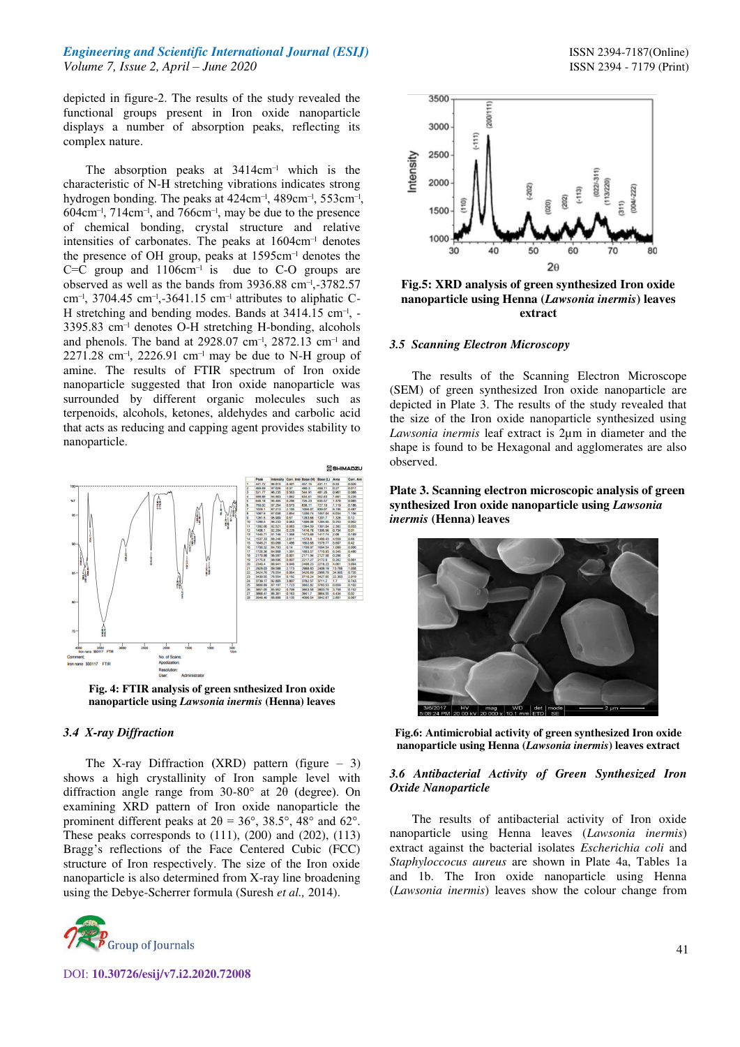depicted in figure-2. The results of the study revealed the functional groups present in Iron oxide nanoparticle displays a number of absorption peaks, reflecting its complex nature.

The absorption peaks at 3414cm$^{-1}$ which is the characteristic of N-H stretching vibrations indicates strong hydrogen bonding. The peaks at 424cm$^{-1}$, 489cm$^{-1}$, 553cm$^{-1}$, 604cm$^{-1}$, 714cm$^{-1}$, and 766cm$^{-1}$, may be due to the presence of chemical bonding, crystal structure and relative intensities of carbonates. The peaks at 1604cm$^{-1}$ denotes the presence of OH group, peaks at 1595cm$^{-1}$ denotes the C=C group and 1106cm$^{-1}$ is due to C-O groups are observed as well as the bands from 3936.88 cm$^{-1}$,-3782.57 cm$^{-1}$, 3704.45 cm$^{-1}$,-3641.15 cm$^{-1}$ attributes to aliphatic C-H stretching and bending modes. Bands at 3414.15 cm$^{-1}$, -3395.83 cm$^{-1}$ denotes O-H stretching H-bonding, alcohols and phenols. The band at 2928.07 cm$^{-1}$, 2872.13 cm$^{-1}$ and 2271.28 cm$^{-1}$, 2226.91 cm$^{-1}$ may be due to N-H group of amine. The results of FTIR spectrum of Iron oxide nanoparticle suggested that Iron oxide nanoparticle was surrounded by different organic molecules such as terpenoids, alcohols, ketones, aldehydes and carbolic acid that acts as reducing and capping agent provides stability to nanoparticle.

**Fig. 4: FTIR analysis of green snthesized Iron oxide nanoparticle using *Lawsonia inermis* (Henna) leaves**

### *3.4 X-ray Diffraction*

The X-ray Diffraction (XRD) pattern (figure – 3) shows a high crystallinity of Iron sample level with diffraction angle range from 30-80° at 2θ (degree). On examining XRD pattern of Iron oxide nanoparticle the prominent different peaks at 2θ = 36°, 38.5°, 48° and 62°. These peaks corresponds to (111), (200) and (202), (113) Bragg's reflections of the Face Centered Cubic (FCC) structure of Iron respectively. The size of the Iron oxide nanoparticle is also determined from X-ray line broadening using the Debye-Scherrer formula (Suresh *et al.,* 2014).

**Fig.5: XRD analysis of green synthesized Iron oxide nanoparticle using Henna (*Lawsonia inermis*) leaves extract**

### *3.5 Scanning Electron Microscopy*

The results of the Scanning Electron Microscope (SEM) of green synthesized Iron oxide nanoparticle are depicted in Plate 3. The results of the study revealed that the size of the Iron oxide nanoparticle synthesized using *Lawsonia inermis* leaf extract is 2µm in diameter and the shape is found to be Hexagonal and agglomerates are also observed.

**Plate 3. Scanning electron microscopic analysis of green synthesized Iron oxide nanoparticle using *Lawsonia inermis* (Henna) leaves**

**Fig.6: Antimicrobial activity of green synthesized Iron oxide nanoparticle using Henna (*Lawsonia inermis*) leaves extract**

### *3.6 Antibacterial Activity of Green Synthesized Iron Oxide Nanoparticle*

The results of antibacterial activity of Iron oxide nanoparticle using Henna leaves (*Lawsonia inermis*) extract against the bacterial isolates *Escherichia coli* and *Staphyloccocus aureus* are shown in Plate 4a, Tables 1a and 1b. The Iron oxide nanoparticle using Henna (*Lawsonia inermis*) leaves show the colour change from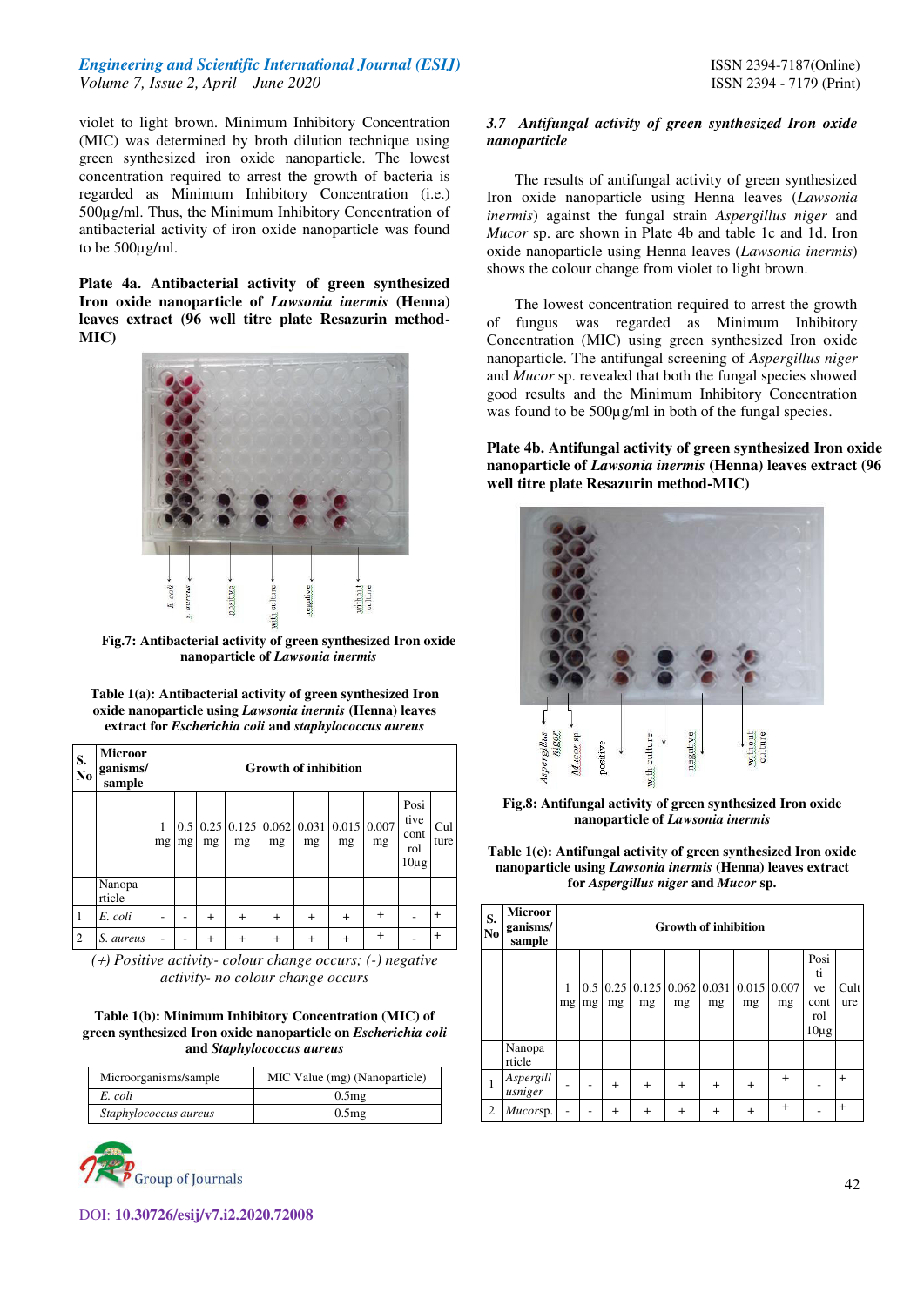violet to light brown. Minimum Inhibitory Concentration (MIC) was determined by broth dilution technique using green synthesized iron oxide nanoparticle. The lowest concentration required to arrest the growth of bacteria is regarded as Minimum Inhibitory Concentration (i.e.) 500µg/ml. Thus, the Minimum Inhibitory Concentration of antibacterial activity of iron oxide nanoparticle was found to be 500µg/ml.

**Plate 4a. Antibacterial activity of green synthesized Iron oxide nanoparticle of *Lawsonia inermis* (Henna) leaves extract (96 well titre plate Resazurin method-MIC)**

E. coli, S. aureus, positive, with culture, negative, without culture

**Fig.7: Antibacterial activity of green synthesized Iron oxide nanoparticle of *Lawsonia inermis***

**Table 1(a): Antibacterial activity of green synthesized Iron oxide nanoparticle using *Lawsonia inermis* (Henna) leaves extract for *Escherichia coli* and *staphylococcus aureus***

| S. No | Microorganisms/ sample | Growth of inhibition | | | | | | | | | |
|---|---|---|---|---|---|---|---|---|---|---|---|
| | | 1 mg | 0.5 mg | 0.25 mg | 0.125 mg | 0.062 mg | 0.031 mg | 0.015 mg | 0.007 mg | Positive control 10µg | Culture |
| | Nanoparticle | | | | | | | | | | |
| 1 | *E. coli* | - | - | + | + | + | + | + | + | - | + |
| 2 | *S. aureus* | - | - | + | + | + | + | + | + | - | + |

*(+) Positive activity- colour change occurs; (-) negative activity- no colour change occurs*

**Table 1(b): Minimum Inhibitory Concentration (MIC) of green synthesized Iron oxide nanoparticle on *Escherichia coli* and *Staphylococcus aureus***

| Microorganisms/sample | MIC Value (mg) (Nanoparticle) |
|---|---|
| *E. coli* | 0.5mg |
| *Staphylococcus aureus* | 0.5mg |

### *3.7 Antifungal activity of green synthesized Iron oxide nanoparticle*

The results of antifungal activity of green synthesized Iron oxide nanoparticle using Henna leaves (*Lawsonia inermis*) against the fungal strain *Aspergillus niger* and *Mucor* sp. are shown in Plate 4b and table 1c and 1d. Iron oxide nanoparticle using Henna leaves (*Lawsonia inermis*) shows the colour change from violet to light brown.

The lowest concentration required to arrest the growth of fungus was regarded as Minimum Inhibitory Concentration (MIC) using green synthesized Iron oxide nanoparticle. The antifungal screening of *Aspergillus niger* and *Mucor* sp. revealed that both the fungal species showed good results and the Minimum Inhibitory Concentration was found to be 500µg/ml in both of the fungal species.

**Plate 4b. Antifungal activity of green synthesized Iron oxide nanoparticle of *Lawsonia inermis* (Henna) leaves extract (96 well titre plate Resazurin method-MIC)**

Aspergillus niger, Mucor sp, positive, with culture, negative, without culture

**Fig.8: Antifungal activity of green synthesized Iron oxide nanoparticle of *Lawsonia inermis***

**Table 1(c): Antifungal activity of green synthesized Iron oxide nanoparticle using *Lawsonia inermis* (Henna) leaves extract for *Aspergillus niger* and *Mucor* sp.**

| S. No | Microorganisms/ sample | Growth of inhibition | | | | | | | | | |
|---|---|---|---|---|---|---|---|---|---|---|---|
| | | 1 mg | 0.5 mg | 0.25 mg | 0.125 mg | 0.062 mg | 0.031 mg | 0.015 mg | 0.007 mg | Positive control 10µg | Culture |
| | Nanoparticle | | | | | | | | | | |
| 1 | *Aspergillus niger* | - | - | + | + | + | + | + | + | - | + |
| 2 | *Mucor*sp. | - | - | + | + | + | + | + | + | - | + |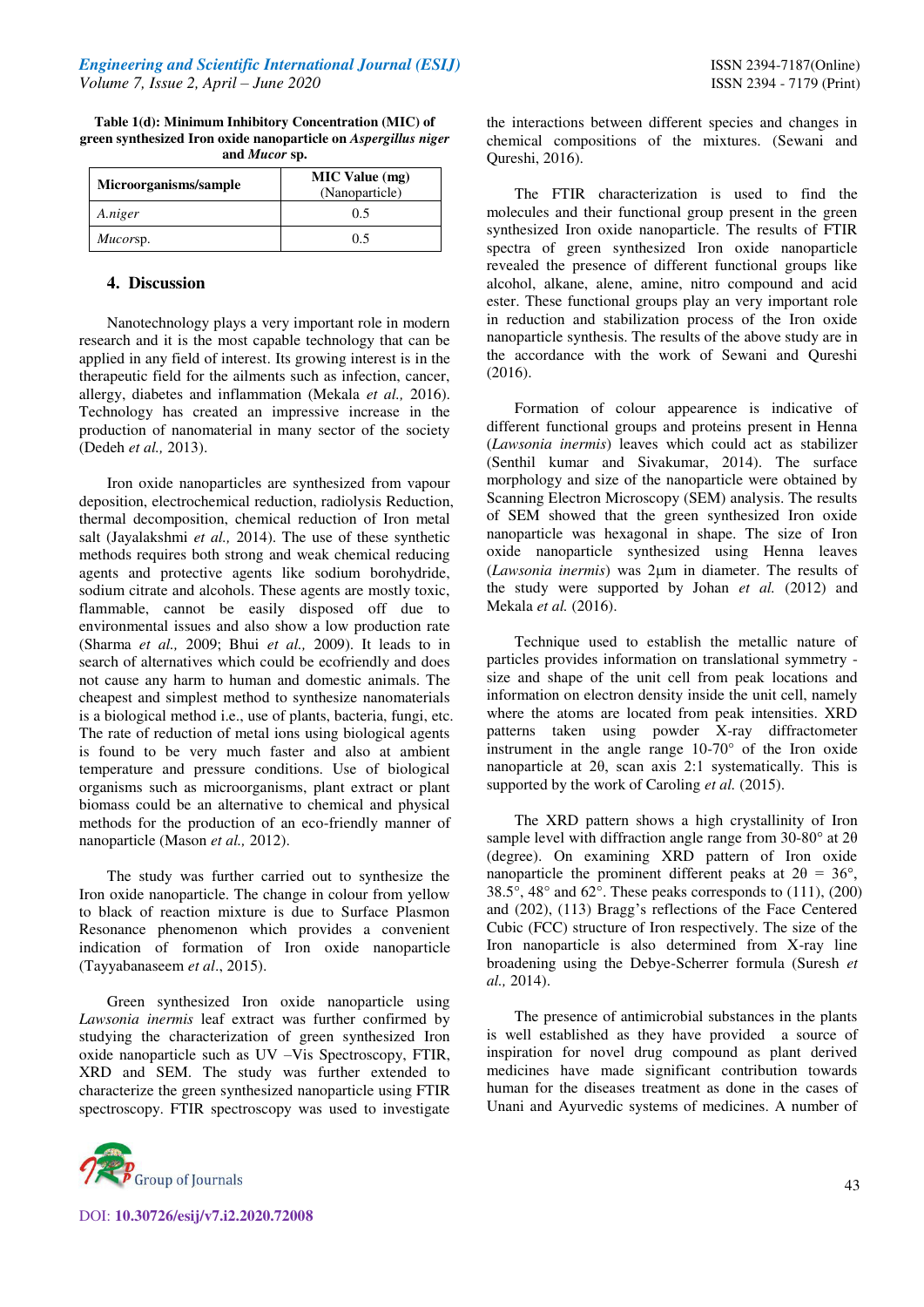**Table 1(d): Minimum Inhibitory Concentration (MIC) of green synthesized Iron oxide nanoparticle on *Aspergillus niger* and *Mucor* sp.**

| Microorganisms/sample | MIC Value (mg) (Nanoparticle) |
|---|---|
| *A.niger* | 0.5 |
| *Mucor*sp. | 0.5 |

## 4. Discussion

Nanotechnology plays a very important role in modern research and it is the most capable technology that can be applied in any field of interest. Its growing interest is in the therapeutic field for the ailments such as infection, cancer, allergy, diabetes and inflammation (Mekala *et al.,* 2016). Technology has created an impressive increase in the production of nanomaterial in many sector of the society (Dedeh *et al.,* 2013).

Iron oxide nanoparticles are synthesized from vapour deposition, electrochemical reduction, radiolysis Reduction, thermal decomposition, chemical reduction of Iron metal salt (Jayalakshmi *et al.,* 2014). The use of these synthetic methods requires both strong and weak chemical reducing agents and protective agents like sodium borohydride, sodium citrate and alcohols. These agents are mostly toxic, flammable, cannot be easily disposed off due to environmental issues and also show a low production rate (Sharma *et al.,* 2009; Bhui *et al.,* 2009). It leads to in search of alternatives which could be ecofriendly and does not cause any harm to human and domestic animals. The cheapest and simplest method to synthesize nanomaterials is a biological method i.e., use of plants, bacteria, fungi, etc. The rate of reduction of metal ions using biological agents is found to be very much faster and also at ambient temperature and pressure conditions. Use of biological organisms such as microorganisms, plant extract or plant biomass could be an alternative to chemical and physical methods for the production of an eco-friendly manner of nanoparticle (Mason *et al.,* 2012).

The study was further carried out to synthesize the Iron oxide nanoparticle. The change in colour from yellow to black of reaction mixture is due to Surface Plasmon Resonance phenomenon which provides a convenient indication of formation of Iron oxide nanoparticle (Tayyabanaseem *et al*., 2015).

Green synthesized Iron oxide nanoparticle using *Lawsonia inermis* leaf extract was further confirmed by studying the characterization of green synthesized Iron oxide nanoparticle such as UV –Vis Spectroscopy, FTIR, XRD and SEM. The study was further extended to characterize the green synthesized nanoparticle using FTIR spectroscopy. FTIR spectroscopy was used to investigate the interactions between different species and changes in chemical compositions of the mixtures. (Sewani and Qureshi, 2016).

The FTIR characterization is used to find the molecules and their functional group present in the green synthesized Iron oxide nanoparticle. The results of FTIR spectra of green synthesized Iron oxide nanoparticle revealed the presence of different functional groups like alcohol, alkane, alene, amine, nitro compound and acid ester. These functional groups play an very important role in reduction and stabilization process of the Iron oxide nanoparticle synthesis. The results of the above study are in the accordance with the work of Sewani and Qureshi (2016).

Formation of colour appearence is indicative of different functional groups and proteins present in Henna (*Lawsonia inermis*) leaves which could act as stabilizer (Senthil kumar and Sivakumar, 2014). The surface morphology and size of the nanoparticle were obtained by Scanning Electron Microscopy (SEM) analysis. The results of SEM showed that the green synthesized Iron oxide nanoparticle was hexagonal in shape. The size of Iron oxide nanoparticle synthesized using Henna leaves (*Lawsonia inermis*) was 2µm in diameter. The results of the study were supported by Johan *et al.* (2012) and Mekala *et al.* (2016).

Technique used to establish the metallic nature of particles provides information on translational symmetry - size and shape of the unit cell from peak locations and information on electron density inside the unit cell, namely where the atoms are located from peak intensities. XRD patterns taken using powder X-ray diffractometer instrument in the angle range 10-70° of the Iron oxide nanoparticle at 2θ, scan axis 2:1 systematically. This is supported by the work of Caroling *et al.* (2015).

The XRD pattern shows a high crystallinity of Iron sample level with diffraction angle range from 30-80° at 2θ (degree). On examining XRD pattern of Iron oxide nanoparticle the prominent different peaks at 2θ = 36°, 38.5°, 48° and 62°. These peaks corresponds to (111), (200) and (202), (113) Bragg's reflections of the Face Centered Cubic (FCC) structure of Iron respectively. The size of the Iron nanoparticle is also determined from X-ray line broadening using the Debye-Scherrer formula (Suresh *et al.,* 2014).

The presence of antimicrobial substances in the plants is well established as they have provided a source of inspiration for novel drug compound as plant derived medicines have made significant contribution towards human for the diseases treatment as done in the cases of Unani and Ayurvedic systems of medicines. A number of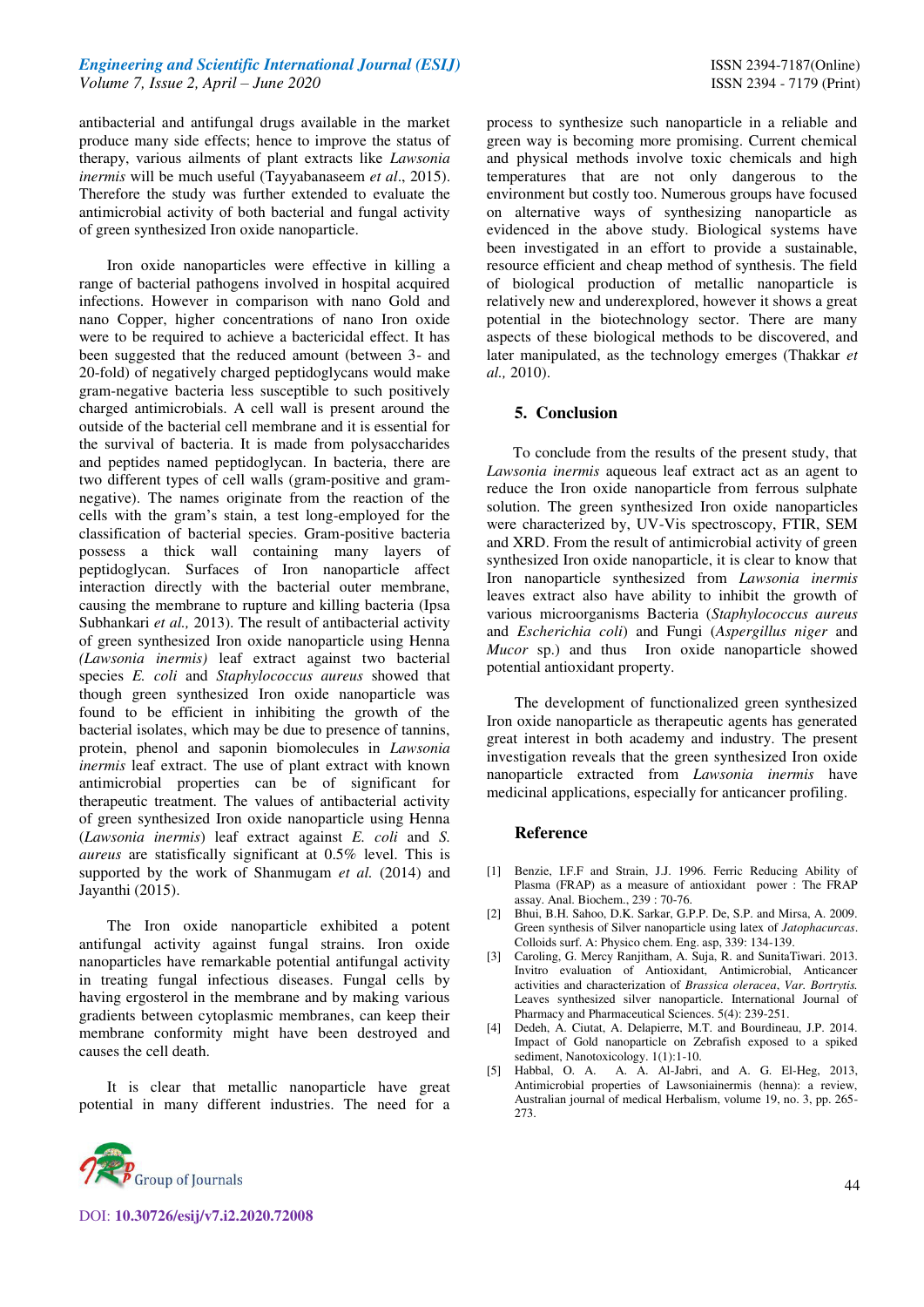antibacterial and antifungal drugs available in the market produce many side effects; hence to improve the status of therapy, various ailments of plant extracts like *Lawsonia inermis* will be much useful (Tayyabanaseem *et al*., 2015). Therefore the study was further extended to evaluate the antimicrobial activity of both bacterial and fungal activity of green synthesized Iron oxide nanoparticle.

Iron oxide nanoparticles were effective in killing a range of bacterial pathogens involved in hospital acquired infections. However in comparison with nano Gold and nano Copper, higher concentrations of nano Iron oxide were to be required to achieve a bactericidal effect. It has been suggested that the reduced amount (between 3- and 20-fold) of negatively charged peptidoglycans would make gram-negative bacteria less susceptible to such positively charged antimicrobials. A cell wall is present around the outside of the bacterial cell membrane and it is essential for the survival of bacteria. It is made from polysaccharides and peptides named peptidoglycan. In bacteria, there are two different types of cell walls (gram-positive and gram-negative). The names originate from the reaction of the cells with the gram's stain, a test long-employed for the classification of bacterial species. Gram-positive bacteria possess a thick wall containing many layers of peptidoglycan. Surfaces of Iron nanoparticle affect interaction directly with the bacterial outer membrane, causing the membrane to rupture and killing bacteria (Ipsa Subhankari *et al.,* 2013). The result of antibacterial activity of green synthesized Iron oxide nanoparticle using Henna *(Lawsonia inermis)* leaf extract against two bacterial species *E. coli* and *Staphylococcus aureus* showed that though green synthesized Iron oxide nanoparticle was found to be efficient in inhibiting the growth of the bacterial isolates, which may be due to presence of tannins, protein, phenol and saponin biomolecules in *Lawsonia inermis* leaf extract. The use of plant extract with known antimicrobial properties can be of significant for therapeutic treatment. The values of antibacterial activity of green synthesized Iron oxide nanoparticle using Henna (*Lawsonia inermis*) leaf extract against *E. coli* and *S. aureus* are statisfically significant at 0.5% level. This is supported by the work of Shanmugam *et al.* (2014) and Jayanthi (2015).

The Iron oxide nanoparticle exhibited a potent antifungal activity against fungal strains. Iron oxide nanoparticles have remarkable potential antifungal activity in treating fungal infectious diseases. Fungal cells by having ergosterol in the membrane and by making various gradients between cytoplasmic membranes, can keep their membrane conformity might have been destroyed and causes the cell death.

It is clear that metallic nanoparticle have great potential in many different industries. The need for a process to synthesize such nanoparticle in a reliable and green way is becoming more promising. Current chemical and physical methods involve toxic chemicals and high temperatures that are not only dangerous to the environment but costly too. Numerous groups have focused on alternative ways of synthesizing nanoparticle as evidenced in the above study. Biological systems have been investigated in an effort to provide a sustainable, resource efficient and cheap method of synthesis. The field of biological production of metallic nanoparticle is relatively new and underexplored, however it shows a great potential in the biotechnology sector. There are many aspects of these biological methods to be discovered, and later manipulated, as the technology emerges (Thakkar *et al.,* 2010).

## 5. Conclusion

To conclude from the results of the present study, that *Lawsonia inermis* aqueous leaf extract act as an agent to reduce the Iron oxide nanoparticle from ferrous sulphate solution. The green synthesized Iron oxide nanoparticles were characterized by, UV-Vis spectroscopy, FTIR, SEM and XRD. From the result of antimicrobial activity of green synthesized Iron oxide nanoparticle, it is clear to know that Iron nanoparticle synthesized from *Lawsonia inermis* leaves extract also have ability to inhibit the growth of various microorganisms Bacteria (*Staphylococcus aureus* and *Escherichia coli*) and Fungi (*Aspergillus niger* and *Mucor* sp.) and thus Iron oxide nanoparticle showed potential antioxidant property.

The development of functionalized green synthesized Iron oxide nanoparticle as therapeutic agents has generated great interest in both academy and industry. The present investigation reveals that the green synthesized Iron oxide nanoparticle extracted from *Lawsonia inermis* have medicinal applications, especially for anticancer profiling.

## Reference

[1] Benzie, I.F.F and Strain, J.J. 1996. Ferric Reducing Ability of Plasma (FRAP) as a measure of antioxidant power : The FRAP assay. Anal. Biochem., 239 : 70-76.

[2] Bhui, B.H. Sahoo, D.K. Sarkar, G.P.P. De, S.P. and Mirsa, A. 2009. Green synthesis of Silver nanoparticle using latex of *Jatophacurcas*. Colloids surf. A: Physico chem. Eng. asp, 339: 134-139.

[3] Caroling, G. Mercy Ranjitham, A. Suja, R. and SunitaTiwari. 2013. Invitro evaluation of Antioxidant, Antimicrobial, Anticancer activities and characterization of *Brassica oleracea*, *Var. Bortrytis.* Leaves synthesized silver nanoparticle. International Journal of Pharmacy and Pharmaceutical Sciences. 5(4): 239-251.

[4] Dedeh, A. Ciutat, A. Delapierre, M.T. and Bourdineau, J.P. 2014. Impact of Gold nanoparticle on Zebrafish exposed to a spiked sediment, Nanotoxicology. 1(1):1-10.

[5] Habbal, O. A. A. A. Al-Jabri, and A. G. El-Heg, 2013, Antimicrobial properties of Lawsoniainermis (henna): a review, Australian journal of medical Herbalism, volume 19, no. 3, pp. 265-273.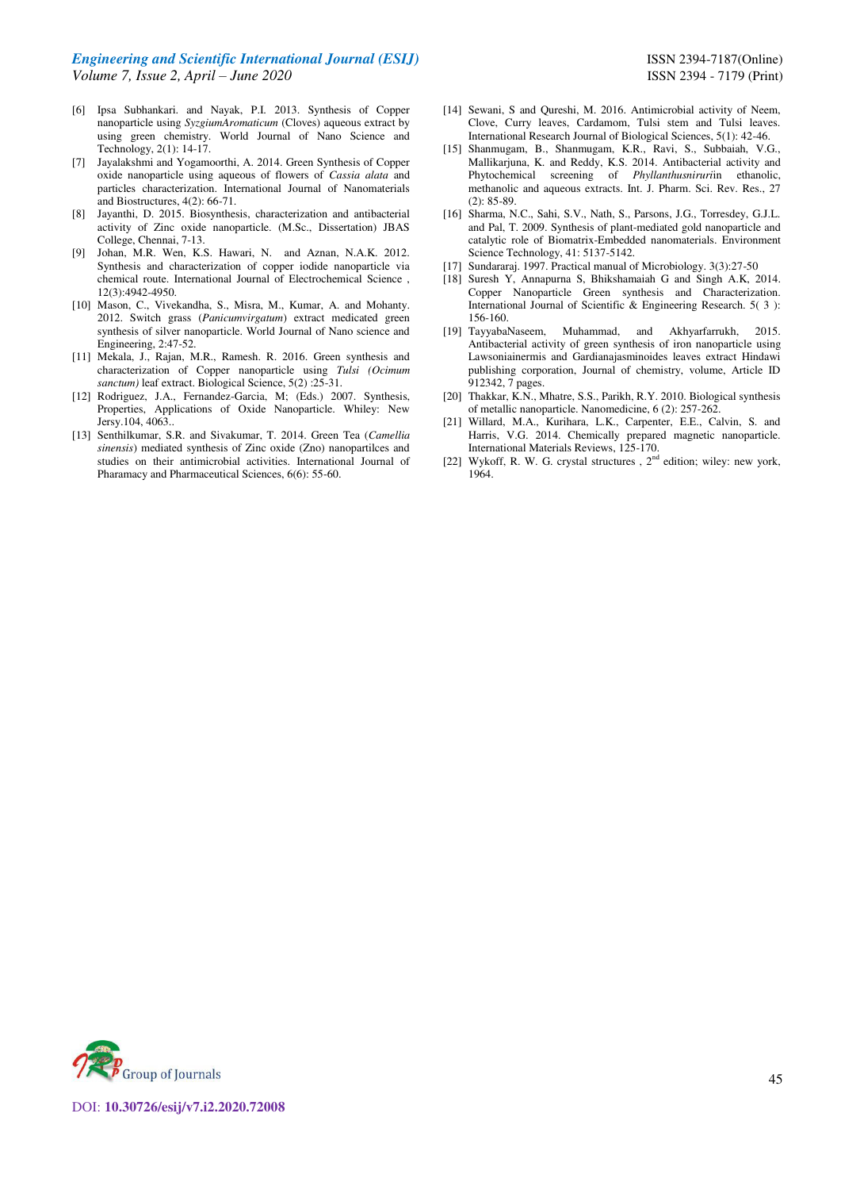[6] Ipsa Subhankari. and Nayak, P.I. 2013. Synthesis of Copper nanoparticle using *SyzgiumAromaticum* (Cloves) aqueous extract by using green chemistry. World Journal of Nano Science and Technology, 2(1): 14-17.

[7] Jayalakshmi and Yogamoorthi, A. 2014. Green Synthesis of Copper oxide nanoparticle using aqueous of flowers of *Cassia alata* and particles characterization. International Journal of Nanomaterials and Biostructures, 4(2): 66-71.

[8] Jayanthi, D. 2015. Biosynthesis, characterization and antibacterial activity of Zinc oxide nanoparticle. (M.Sc., Dissertation) JBAS College, Chennai, 7-13.

[9] Johan, M.R. Wen, K.S. Hawari, N. and Aznan, N.A.K. 2012. Synthesis and characterization of copper iodide nanoparticle via chemical route. International Journal of Electrochemical Science , 12(3):4942-4950.

[10] Mason, C., Vivekandha, S., Misra, M., Kumar, A. and Mohanty. 2012. Switch grass (*Panicumvirgatum*) extract medicated green synthesis of silver nanoparticle. World Journal of Nano science and Engineering, 2:47-52.

[11] Mekala, J., Rajan, M.R., Ramesh. R. 2016. Green synthesis and characterization of Copper nanoparticle using *Tulsi (Ocimum sanctum)* leaf extract. Biological Science, 5(2) :25-31.

[12] Rodriguez, J.A., Fernandez-Garcia, M; (Eds.) 2007. Synthesis, Properties, Applications of Oxide Nanoparticle. Whiley: New Jersy.104, 4063..

[13] Senthilkumar, S.R. and Sivakumar, T. 2014. Green Tea (*Camellia sinensis*) mediated synthesis of Zinc oxide (Zno) nanopartilces and studies on their antimicrobial activities. International Journal of Pharamacy and Pharmaceutical Sciences, 6(6): 55-60.

[14] Sewani, S and Qureshi, M. 2016. Antimicrobial activity of Neem, Clove, Curry leaves, Cardamom, Tulsi stem and Tulsi leaves. International Research Journal of Biological Sciences, 5(1): 42-46.

[15] Shanmugam, B., Shanmugam, K.R., Ravi, S., Subbaiah, V.G., Mallikarjuna, K. and Reddy, K.S. 2014. Antibacterial activity and Phytochemical screening of *Phyllanthusniruri*in ethanolic, methanolic and aqueous extracts. Int. J. Pharm. Sci. Rev. Res., 27 (2): 85-89.

[16] Sharma, N.C., Sahi, S.V., Nath, S., Parsons, J.G., Torresdey, G.J.L. and Pal, T. 2009. Synthesis of plant-mediated gold nanoparticle and catalytic role of Biomatrix-Embedded nanomaterials. Environment Science Technology, 41: 5137-5142.

[17] Sundararaj. 1997. Practical manual of Microbiology. 3(3):27-50

[18] Suresh Y, Annapurna S, Bhikshamaiah G and Singh A.K, 2014. Copper Nanoparticle Green synthesis and Characterization. International Journal of Scientific & Engineering Research. 5( 3 ): 156-160.

[19] TayyabaNaseem, Muhammad, and Akhyarfarrukh, 2015. Antibacterial activity of green synthesis of iron nanoparticle using Lawsoniainermis and Gardianajasminoides leaves extract Hindawi publishing corporation, Journal of chemistry, volume, Article ID 912342, 7 pages.

[20] Thakkar, K.N., Mhatre, S.S., Parikh, R.Y. 2010. Biological synthesis of metallic nanoparticle. Nanomedicine, 6 (2): 257-262.

[21] Willard, M.A., Kurihara, L.K., Carpenter, E.E., Calvin, S. and Harris, V.G. 2014. Chemically prepared magnetic nanoparticle. International Materials Reviews, 125-170.

[22] Wykoff, R. W. G. crystal structures , 2nd edition; wiley: new york, 1964.